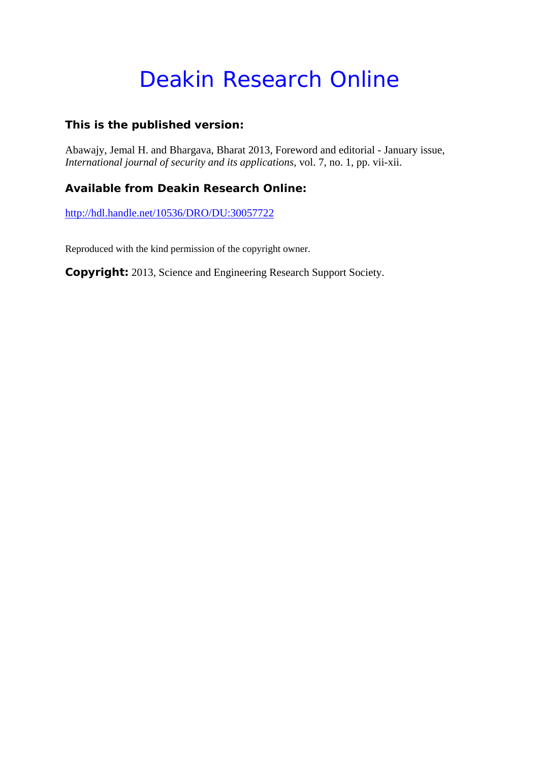# Deakin Research Online

### This is the published version:

Abawajy, Jemal H. and Bhargava, Bharat 2013, Foreword and editorial - January issue, *International journal of security and its applications*, vol. 7, no. 1, pp. vii-xii.

### Available from Deakin Research Online:

http://hdl.handle.net/10536/DRO/DU:30057722

Reproduced with the kind permission of the copyright owner.

**Copyright:** 2013, Science and Engineering Research Support Society.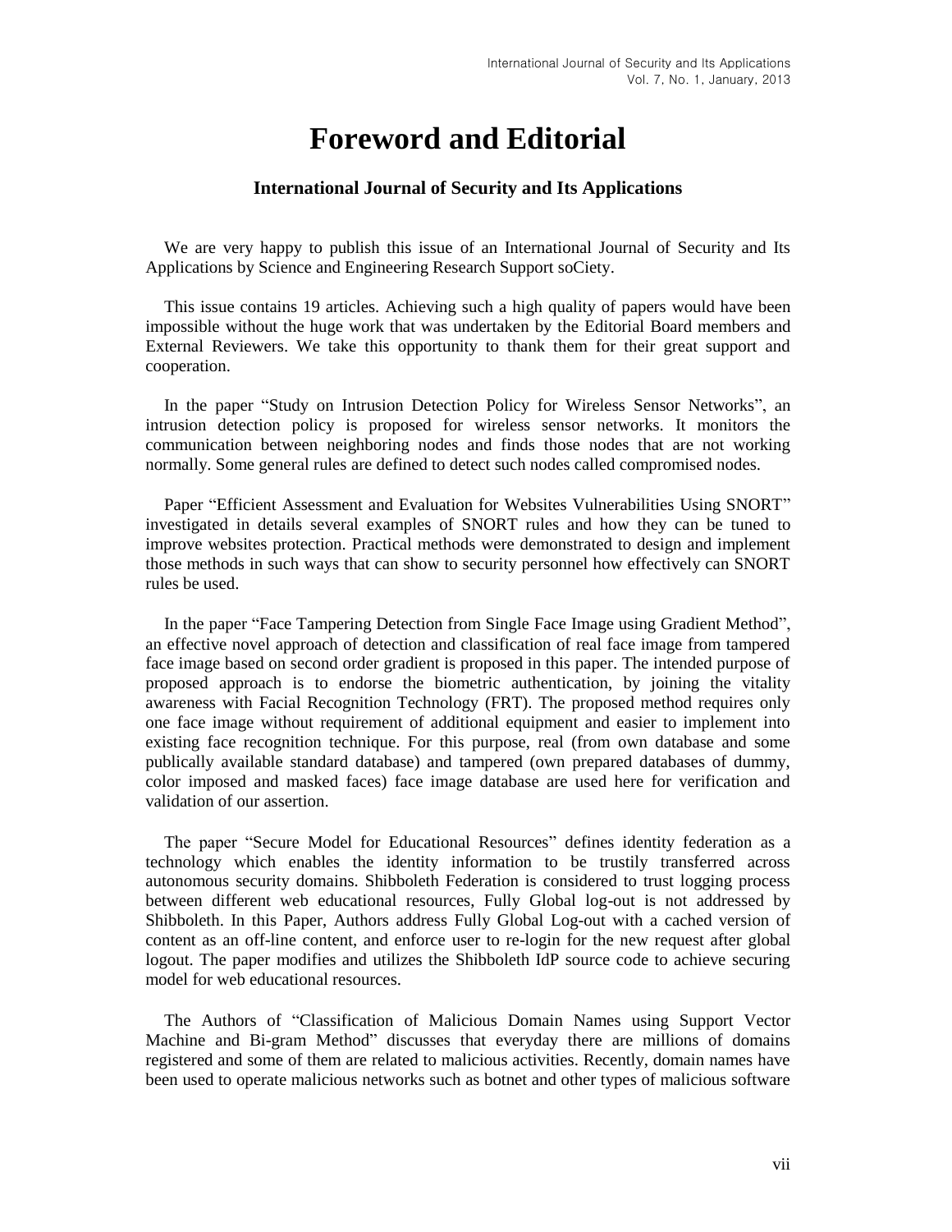# Foreword and Editorial

### International Journal of Security and Its Applications

We are very happy to publish this issue of an International Journal of Security and Its Applications by Science and Engineering Research Support soCiety.

This issue contains 19 articles. Achieving such a high quality of papers would have been impossible without the huge work that was undertaken by the Editorial Board members and External Reviewers. We take this opportunity to thank them for their great support and cooperation.

In the paper "Study on Intrusion Detection Policy for Wireless Sensor Networks", an intrusion detection policy is proposed for wireless sensor networks. It monitors the communication between neighboring nodes and finds those nodes that are not working normally. Some general rules are defined to detect such nodes called compromised nodes.

Paper "Efficient Assessment and Evaluation for Websites Vulnerabilities Using SNORT" investigated in details several examples of SNORT rules and how they can be tuned to improve websites protection. Practical methods were demonstrated to design and implement those methods in such ways that can show to security personnel how effectively can SNORT rules be used.

In the paper "Face Tampering Detection from Single Face Image using Gradient Method", an effective novel approach of detection and classification of real face image from tampered face image based on second order gradient is proposed in this paper. The intended purpose of proposed approach is to endorse the biometric authentication, by joining the vitality awareness with Facial Recognition Technology (FRT). The proposed method requires only one face image without requirement of additional equipment and easier to implement into existing face recognition technique. For this purpose, real (from own database and some publically available standard database) and tampered (own prepared databases of dummy, color imposed and masked faces) face image database are used here for verification and validation of our assertion.

The paper "Secure Model for Educational Resources" defines identity federation as a technology which enables the identity information to be trustily transferred across autonomous security domains. Shibboleth Federation is considered to trust logging process between different web educational resources, Fully Global log-out is not addressed by Shibboleth. In this Paper, Authors address Fully Global Log-out with a cached version of content as an off-line content, and enforce user to re-login for the new request after global logout. The paper modifies and utilizes the Shibboleth IdP source code to achieve securing model for web educational resources.

The Authors of "Classification of Malicious Domain Names using Support Vector Machine and Bi-gram Method" discusses that everyday there are millions of domains registered and some of them are related to malicious activities. Recently, domain names have been used to operate malicious networks such as botnet and other types of malicious software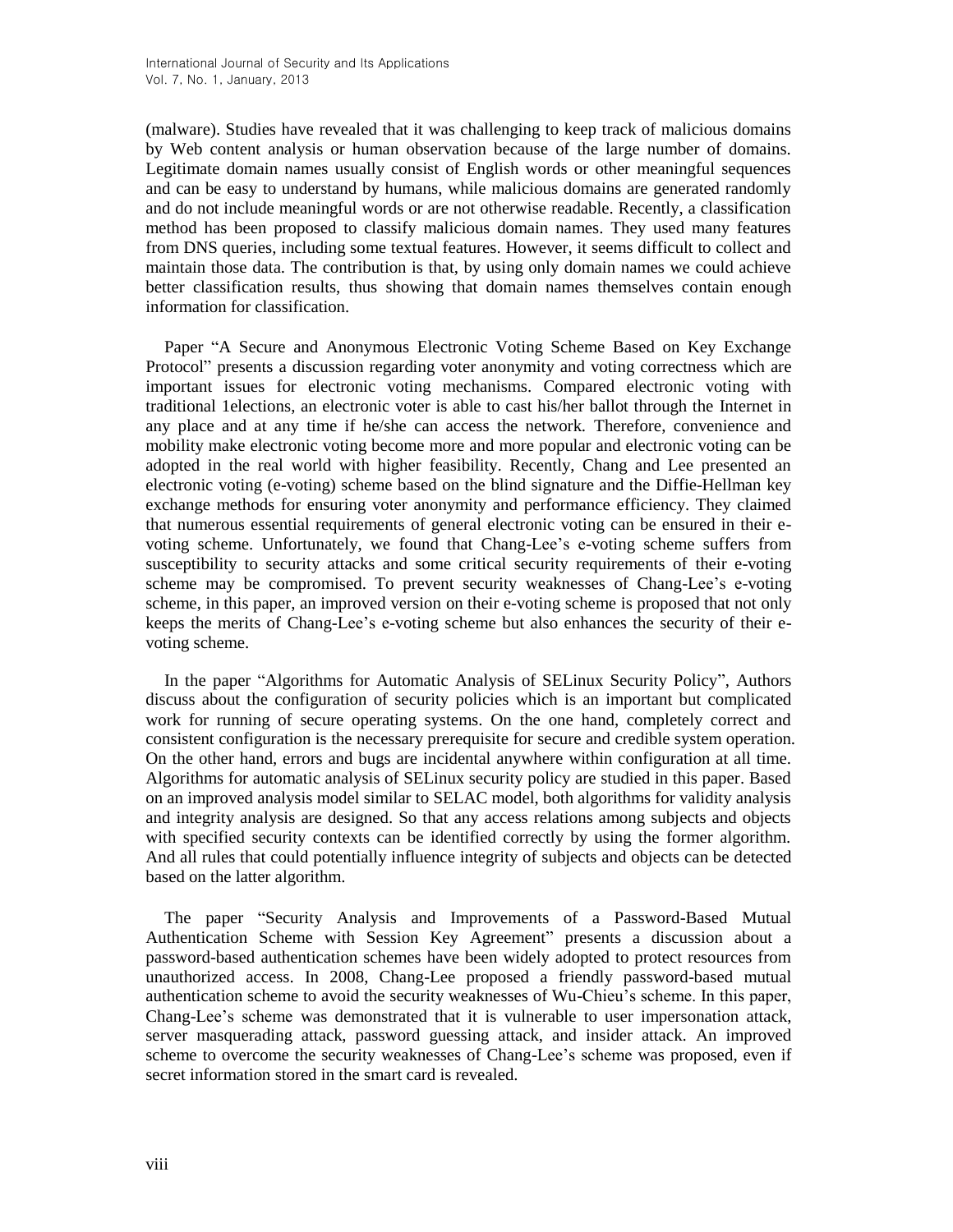(malware). Studies have revealed that it was challenging to keep track of malicious domains by Web content analysis or human observation because of the large number of domains. Legitimate domain names usually consist of English words or other meaningful sequences and can be easy to understand by humans, while malicious domains are generated randomly and do not include meaningful words or are not otherwise readable. Recently, a classification method has been proposed to classify malicious domain names. They used many features from DNS queries, including some textual features. However, it seems difficult to collect and maintain those data. The contribution is that, by using only domain names we could achieve better classification results, thus showing that domain names themselves contain enough information for classification.

Paper "A Secure and Anonymous Electronic Voting Scheme Based on Key Exchange Protocol" presents a discussion regarding voter anonymity and voting correctness which are important issues for electronic voting mechanisms. Compared electronic voting with traditional 1elections, an electronic voter is able to cast his/her ballot through the Internet in any place and at any time if he/she can access the network. Therefore, convenience and mobility make electronic voting become more and more popular and electronic voting can be adopted in the real world with higher feasibility. Recently, Chang and Lee presented an electronic voting (e-voting) scheme based on the blind signature and the Diffie-Hellman key exchange methods for ensuring voter anonymity and performance efficiency. They claimed that numerous essential requirements of general electronic voting can be ensured in their e-voting scheme. Unfortunately, we found that Chang-Lee's e-voting scheme suffers from susceptibility to security attacks and some critical security requirements of their e-voting scheme may be compromised. To prevent security weaknesses of Chang-Lee's e-voting scheme, in this paper, an improved version on their e-voting scheme is proposed that not only keeps the merits of Chang-Lee's e-voting scheme but also enhances the security of their e-voting scheme.

In the paper "Algorithms for Automatic Analysis of SELinux Security Policy", Authors discuss about the configuration of security policies which is an important but complicated work for running of secure operating systems. On the one hand, completely correct and consistent configuration is the necessary prerequisite for secure and credible system operation. On the other hand, errors and bugs are incidental anywhere within configuration at all time. Algorithms for automatic analysis of SELinux security policy are studied in this paper. Based on an improved analysis model similar to SELAC model, both algorithms for validity analysis and integrity analysis are designed. So that any access relations among subjects and objects with specified security contexts can be identified correctly by using the former algorithm. And all rules that could potentially influence integrity of subjects and objects can be detected based on the latter algorithm.

The paper "Security Analysis and Improvements of a Password-Based Mutual Authentication Scheme with Session Key Agreement" presents a discussion about a password-based authentication schemes have been widely adopted to protect resources from unauthorized access. In 2008, Chang-Lee proposed a friendly password-based mutual authentication scheme to avoid the security weaknesses of Wu-Chieu's scheme. In this paper, Chang-Lee's scheme was demonstrated that it is vulnerable to user impersonation attack, server masquerading attack, password guessing attack, and insider attack. An improved scheme to overcome the security weaknesses of Chang-Lee's scheme was proposed, even if secret information stored in the smart card is revealed.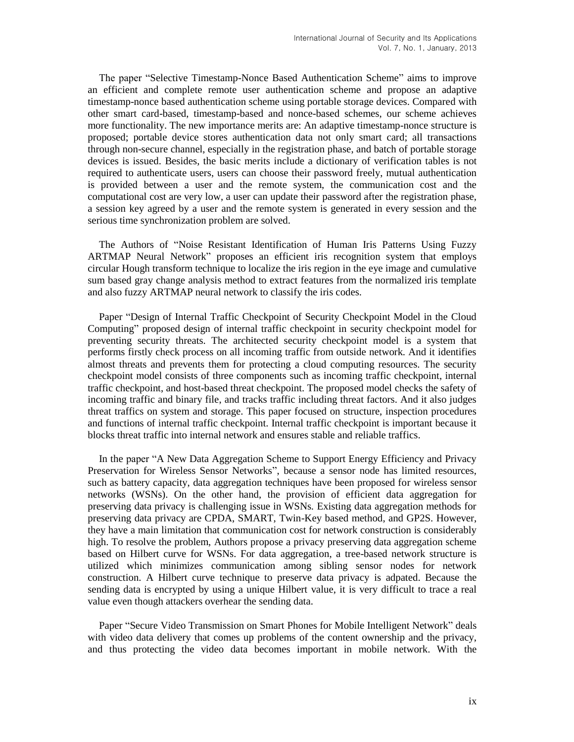The paper "Selective Timestamp-Nonce Based Authentication Scheme" aims to improve an efficient and complete remote user authentication scheme and propose an adaptive timestamp-nonce based authentication scheme using portable storage devices. Compared with other smart card-based, timestamp-based and nonce-based schemes, our scheme achieves more functionality. The new importance merits are: An adaptive timestamp-nonce structure is proposed; portable device stores authentication data not only smart card; all transactions through non-secure channel, especially in the registration phase, and batch of portable storage devices is issued. Besides, the basic merits include a dictionary of verification tables is not required to authenticate users, users can choose their password freely, mutual authentication is provided between a user and the remote system, the communication cost and the computational cost are very low, a user can update their password after the registration phase, a session key agreed by a user and the remote system is generated in every session and the serious time synchronization problem are solved.

The Authors of "Noise Resistant Identification of Human Iris Patterns Using Fuzzy ARTMAP Neural Network" proposes an efficient iris recognition system that employs circular Hough transform technique to localize the iris region in the eye image and cumulative sum based gray change analysis method to extract features from the normalized iris template and also fuzzy ARTMAP neural network to classify the iris codes.

Paper "Design of Internal Traffic Checkpoint of Security Checkpoint Model in the Cloud Computing" proposed design of internal traffic checkpoint in security checkpoint model for preventing security threats. The architected security checkpoint model is a system that performs firstly check process on all incoming traffic from outside network. And it identifies almost threats and prevents them for protecting a cloud computing resources. The security checkpoint model consists of three components such as incoming traffic checkpoint, internal traffic checkpoint, and host-based threat checkpoint. The proposed model checks the safety of incoming traffic and binary file, and tracks traffic including threat factors. And it also judges threat traffics on system and storage. This paper focused on structure, inspection procedures and functions of internal traffic checkpoint. Internal traffic checkpoint is important because it blocks threat traffic into internal network and ensures stable and reliable traffics.

In the paper "A New Data Aggregation Scheme to Support Energy Efficiency and Privacy Preservation for Wireless Sensor Networks", because a sensor node has limited resources, such as battery capacity, data aggregation techniques have been proposed for wireless sensor networks (WSNs). On the other hand, the provision of efficient data aggregation for preserving data privacy is challenging issue in WSNs. Existing data aggregation methods for preserving data privacy are CPDA, SMART, Twin-Key based method, and GP2S. However, they have a main limitation that communication cost for network construction is considerably high. To resolve the problem, Authors propose a privacy preserving data aggregation scheme based on Hilbert curve for WSNs. For data aggregation, a tree-based network structure is utilized which minimizes communication among sibling sensor nodes for network construction. A Hilbert curve technique to preserve data privacy is adpated. Because the sending data is encrypted by using a unique Hilbert value, it is very difficult to trace a real value even though attackers overhear the sending data.

Paper "Secure Video Transmission on Smart Phones for Mobile Intelligent Network" deals with video data delivery that comes up problems of the content ownership and the privacy, and thus protecting the video data becomes important in mobile network. With the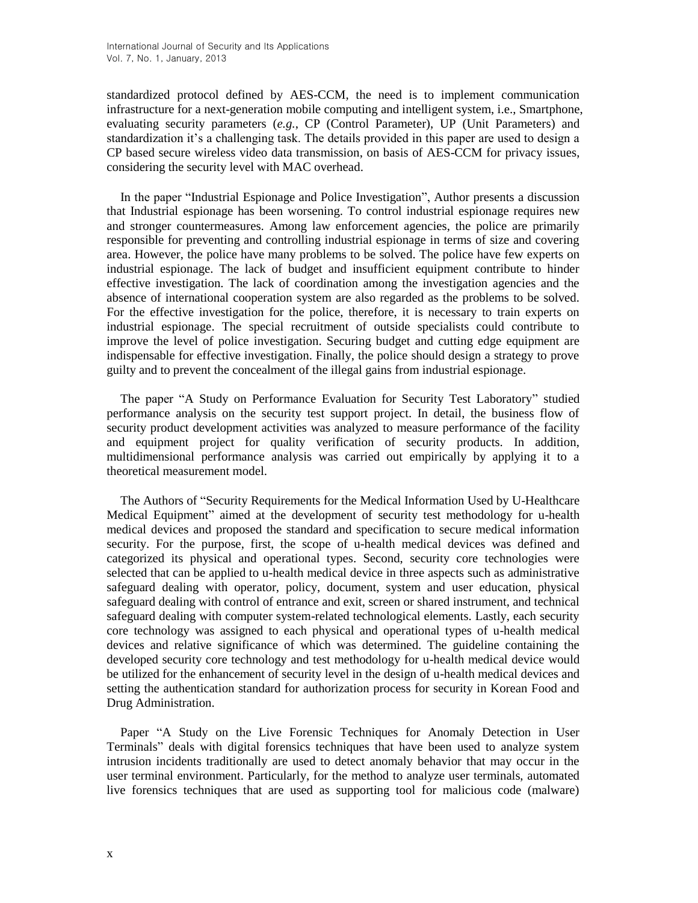standardized protocol defined by AES-CCM, the need is to implement communication infrastructure for a next-generation mobile computing and intelligent system, i.e., Smartphone, evaluating security parameters (*e.g.*, CP (Control Parameter), UP (Unit Parameters) and standardization it's a challenging task. The details provided in this paper are used to design a CP based secure wireless video data transmission, on basis of AES-CCM for privacy issues, considering the security level with MAC overhead.

In the paper "Industrial Espionage and Police Investigation", Author presents a discussion that Industrial espionage has been worsening. To control industrial espionage requires new and stronger countermeasures. Among law enforcement agencies, the police are primarily responsible for preventing and controlling industrial espionage in terms of size and covering area. However, the police have many problems to be solved. The police have few experts on industrial espionage. The lack of budget and insufficient equipment contribute to hinder effective investigation. The lack of coordination among the investigation agencies and the absence of international cooperation system are also regarded as the problems to be solved. For the effective investigation for the police, therefore, it is necessary to train experts on industrial espionage. The special recruitment of outside specialists could contribute to improve the level of police investigation. Securing budget and cutting edge equipment are indispensable for effective investigation. Finally, the police should design a strategy to prove guilty and to prevent the concealment of the illegal gains from industrial espionage.

The paper "A Study on Performance Evaluation for Security Test Laboratory" studied performance analysis on the security test support project. In detail, the business flow of security product development activities was analyzed to measure performance of the facility and equipment project for quality verification of security products. In addition, multidimensional performance analysis was carried out empirically by applying it to a theoretical measurement model.

The Authors of "Security Requirements for the Medical Information Used by U-Healthcare Medical Equipment" aimed at the development of security test methodology for u-health medical devices and proposed the standard and specification to secure medical information security. For the purpose, first, the scope of u-health medical devices was defined and categorized its physical and operational types. Second, security core technologies were selected that can be applied to u-health medical device in three aspects such as administrative safeguard dealing with operator, policy, document, system and user education, physical safeguard dealing with control of entrance and exit, screen or shared instrument, and technical safeguard dealing with computer system-related technological elements. Lastly, each security core technology was assigned to each physical and operational types of u-health medical devices and relative significance of which was determined. The guideline containing the developed security core technology and test methodology for u-health medical device would be utilized for the enhancement of security level in the design of u-health medical devices and setting the authentication standard for authorization process for security in Korean Food and Drug Administration.

Paper "A Study on the Live Forensic Techniques for Anomaly Detection in User Terminals" deals with digital forensics techniques that have been used to analyze system intrusion incidents traditionally are used to detect anomaly behavior that may occur in the user terminal environment. Particularly, for the method to analyze user terminals, automated live forensics techniques that are used as supporting tool for malicious code (malware)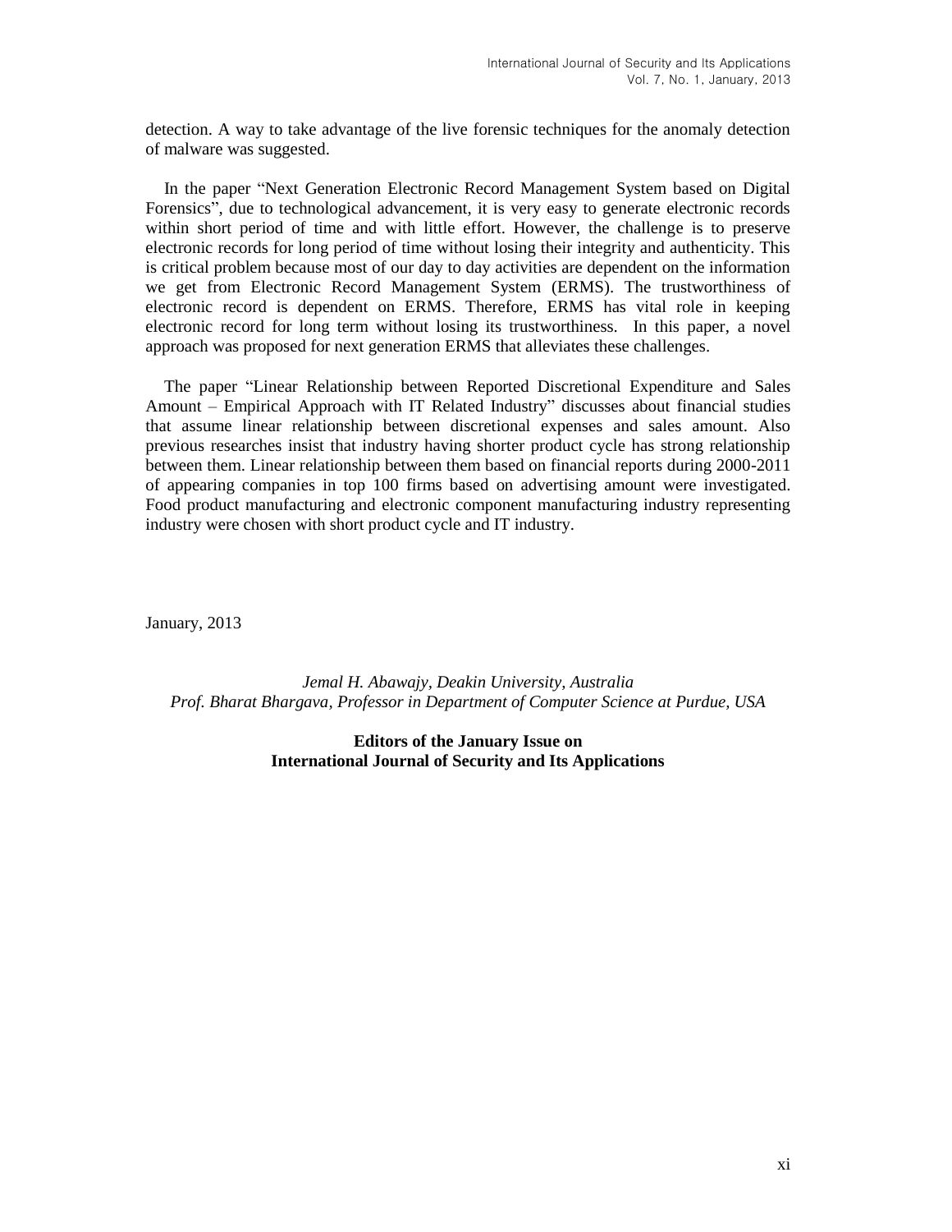detection. A way to take advantage of the live forensic techniques for the anomaly detection of malware was suggested.

In the paper "Next Generation Electronic Record Management System based on Digital Forensics", due to technological advancement, it is very easy to generate electronic records within short period of time and with little effort. However, the challenge is to preserve electronic records for long period of time without losing their integrity and authenticity. This is critical problem because most of our day to day activities are dependent on the information we get from Electronic Record Management System (ERMS). The trustworthiness of electronic record is dependent on ERMS. Therefore, ERMS has vital role in keeping electronic record for long term without losing its trustworthiness. In this paper, a novel approach was proposed for next generation ERMS that alleviates these challenges.

The paper "Linear Relationship between Reported Discretional Expenditure and Sales Amount – Empirical Approach with IT Related Industry" discusses about financial studies that assume linear relationship between discretional expenses and sales amount. Also previous researches insist that industry having shorter product cycle has strong relationship between them. Linear relationship between them based on financial reports during 2000-2011 of appearing companies in top 100 firms based on advertising amount were investigated. Food product manufacturing and electronic component manufacturing industry representing industry were chosen with short product cycle and IT industry.

January, 2013

*Jemal H. Abawajy, Deakin University, Australia*
*Prof. Bharat Bhargava, Professor in Department of Computer Science at Purdue, USA*

**Editors of the January Issue on**
**International Journal of Security and Its Applications**